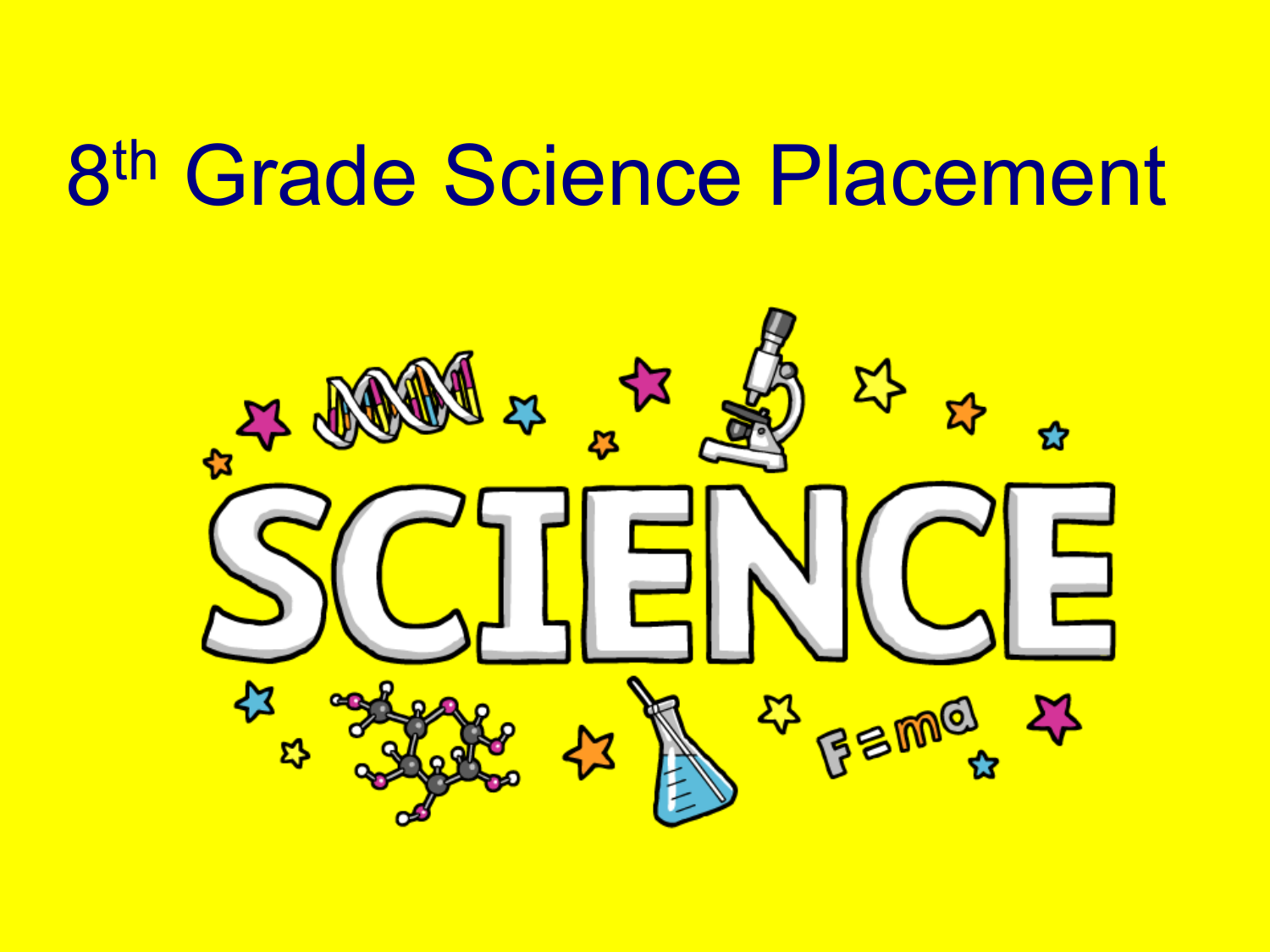# 8th Grade Science Placement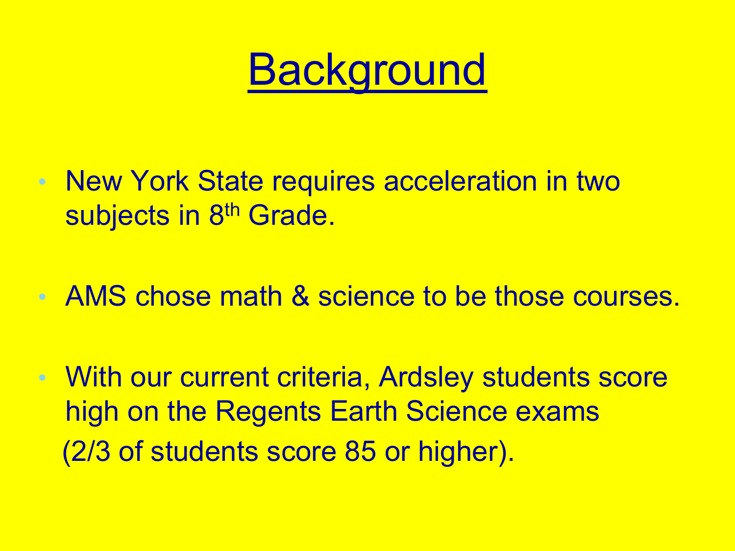# Background

- New York State requires acceleration in two subjects in 8th Grade.
- AMS chose math & science to be those courses.
- With our current criteria, Ardsley students score high on the Regents Earth Science exams (2/3 of students score 85 or higher).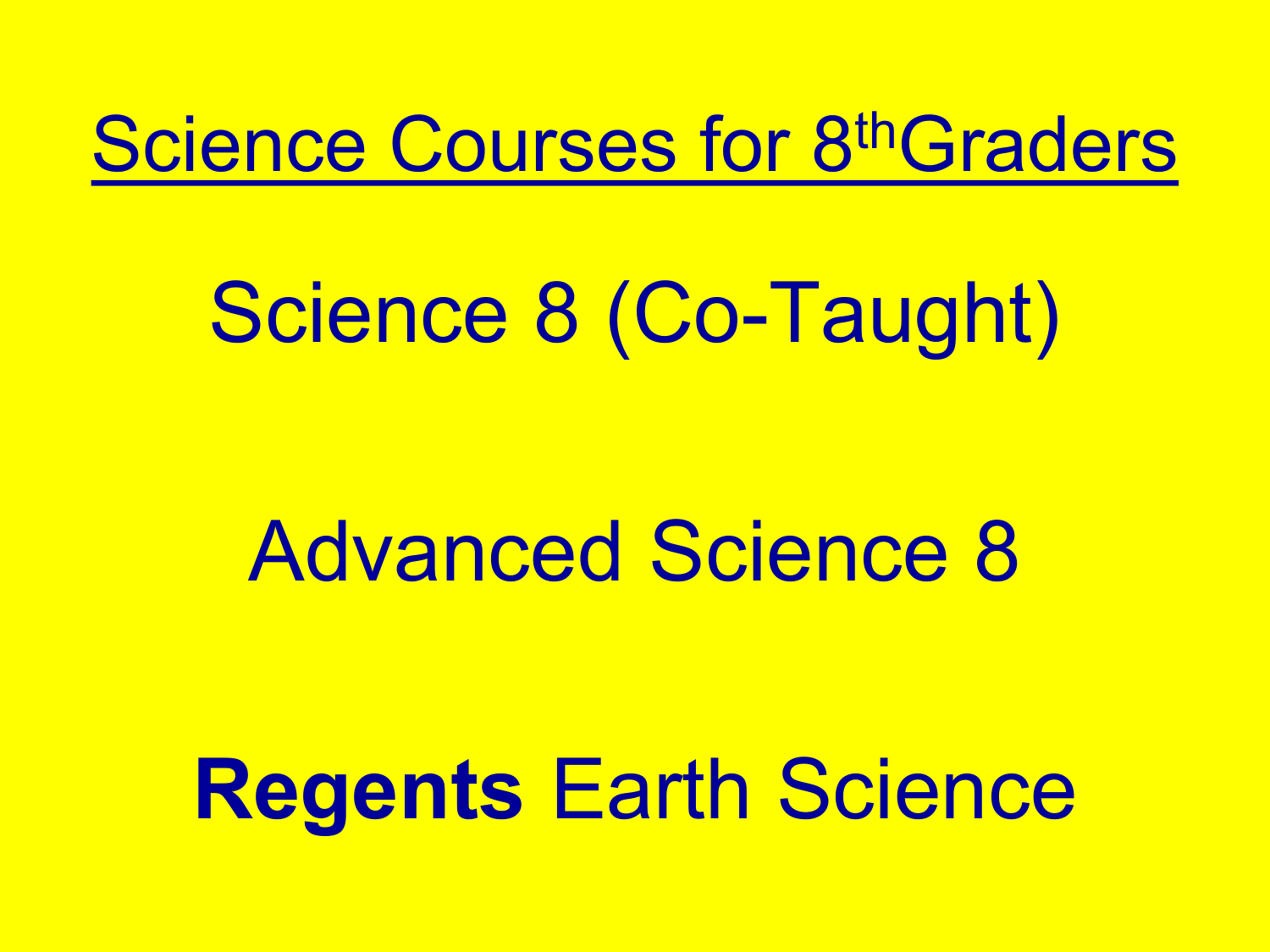# Science Courses for 8th Graders

Science 8 (Co-Taught)

Advanced Science 8

**Regents** Earth Science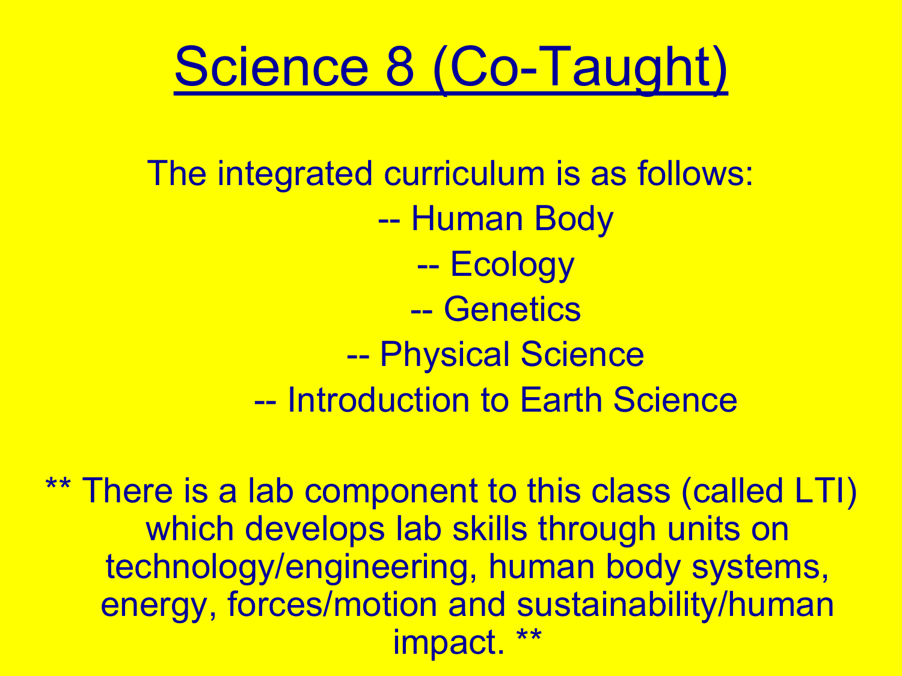# Science 8 (Co-Taught)

The integrated curriculum is as follows:

-- Human Body

-- Ecology

-- Genetics

-- Physical Science

-- Introduction to Earth Science

** There is a lab component to this class (called LTI) which develops lab skills through units on technology/engineering, human body systems, energy, forces/motion and sustainability/human impact. **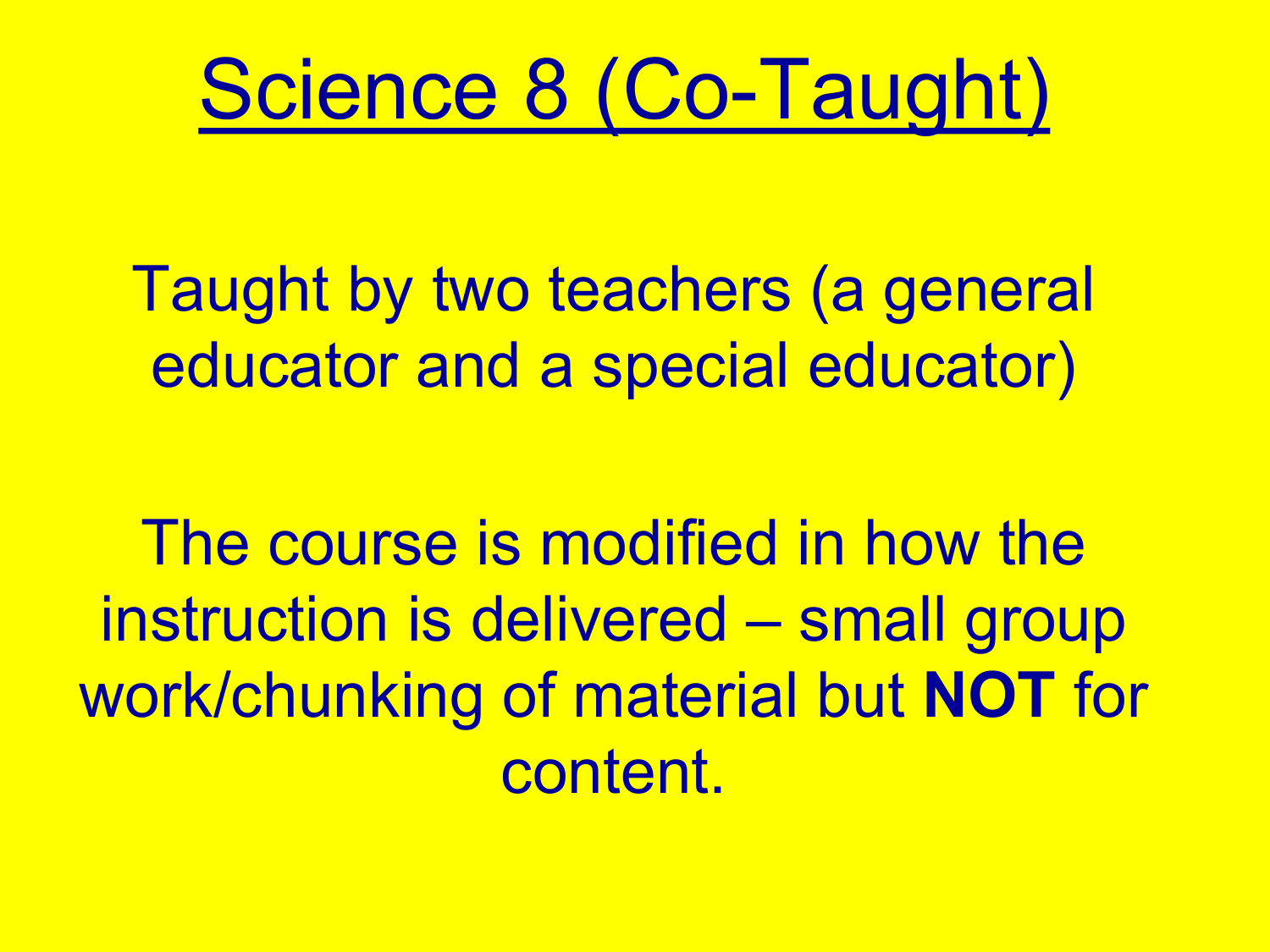# Science 8 (Co-Taught)

Taught by two teachers (a general educator and a special educator)

The course is modified in how the instruction is delivered – small group work/chunking of material but **NOT** for content.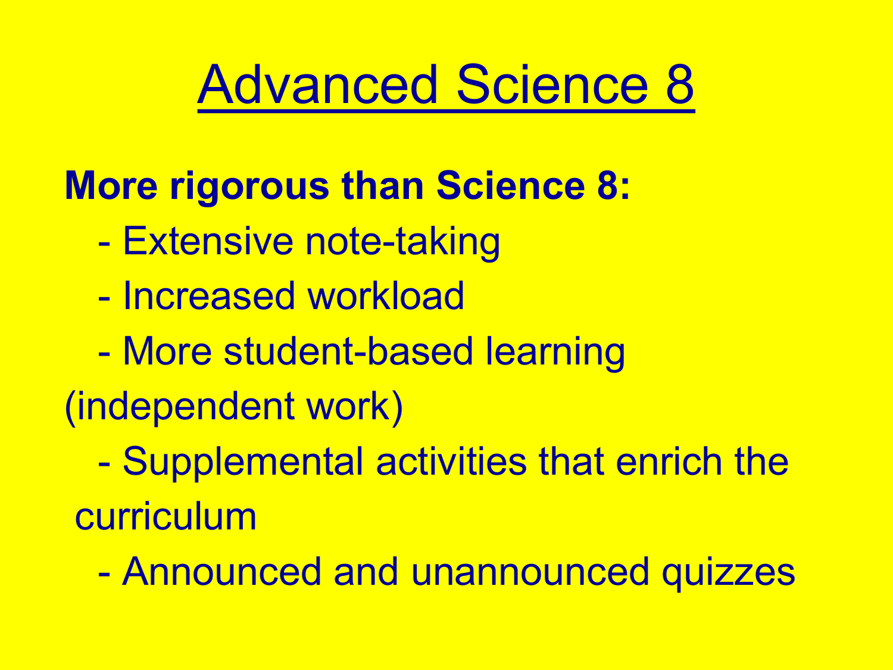# Advanced Science 8

**More rigorous than Science 8:**

- Extensive note-taking
- Increased workload
- More student-based learning (independent work)
- Supplemental activities that enrich the curriculum
- Announced and unannounced quizzes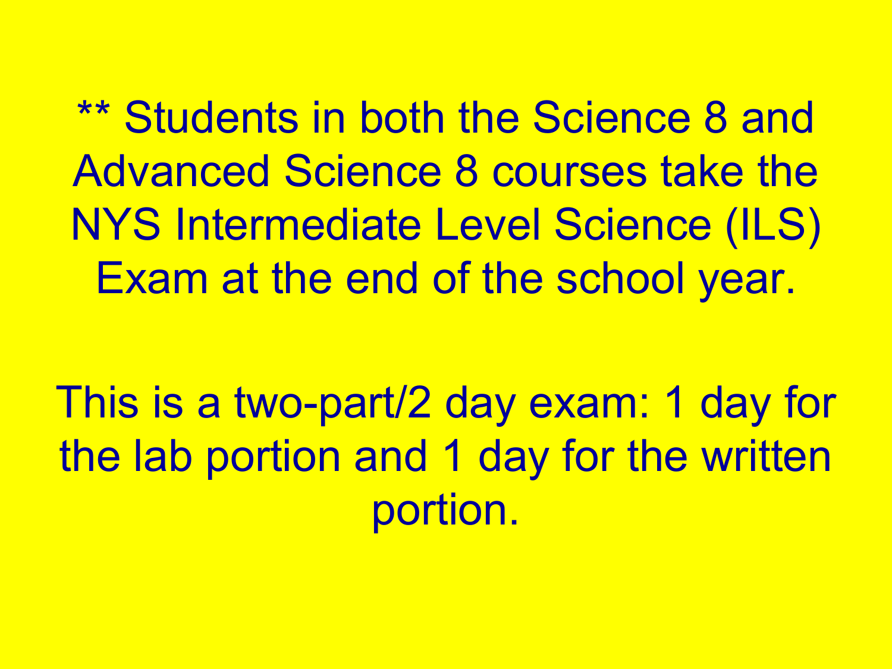** Students in both the Science 8 and Advanced Science 8 courses take the NYS Intermediate Level Science (ILS) Exam at the end of the school year.

This is a two-part/2 day exam: 1 day for the lab portion and 1 day for the written portion.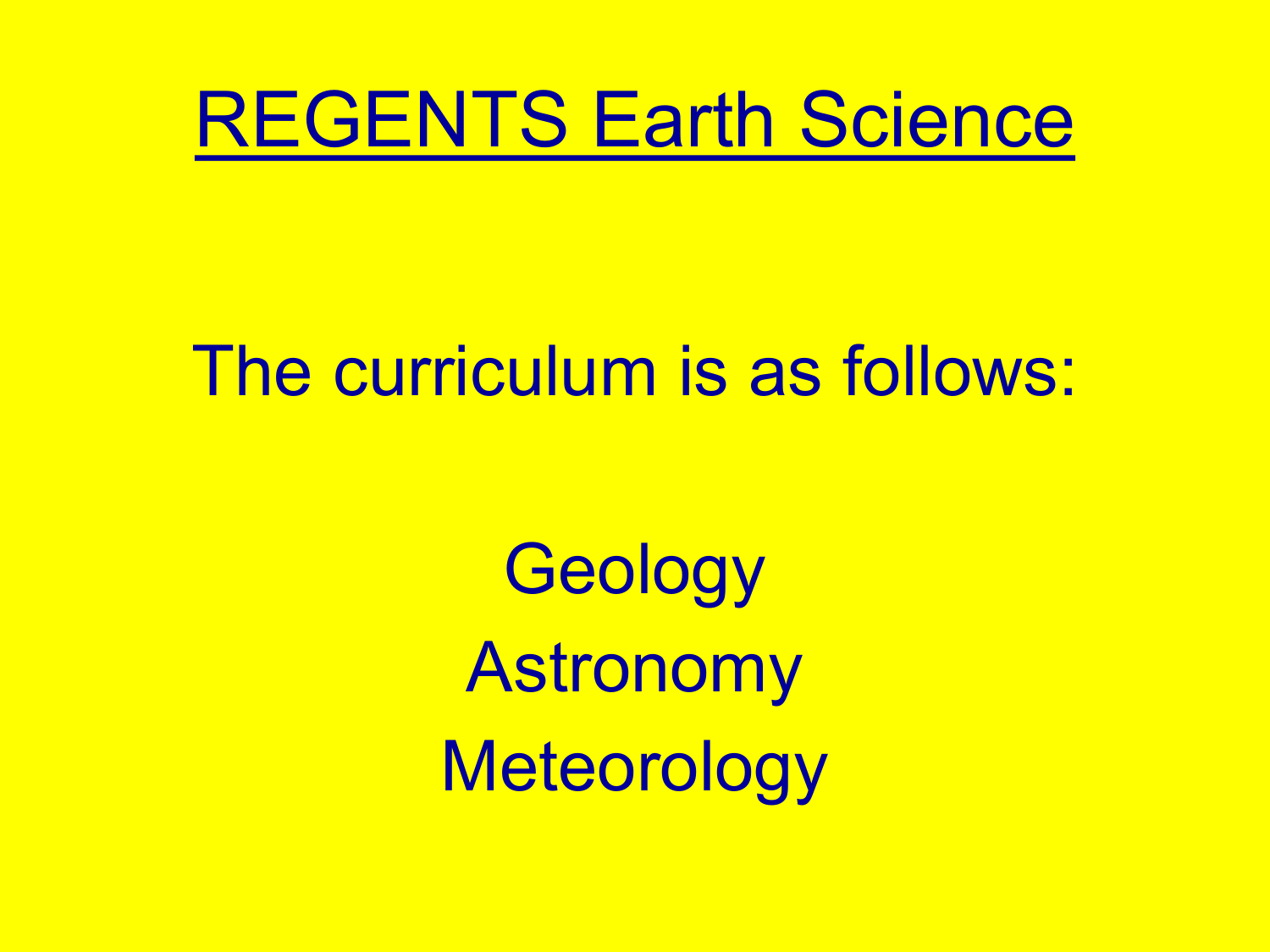# REGENTS Earth Science

The curriculum is as follows:

Geology
Astronomy
Meteorology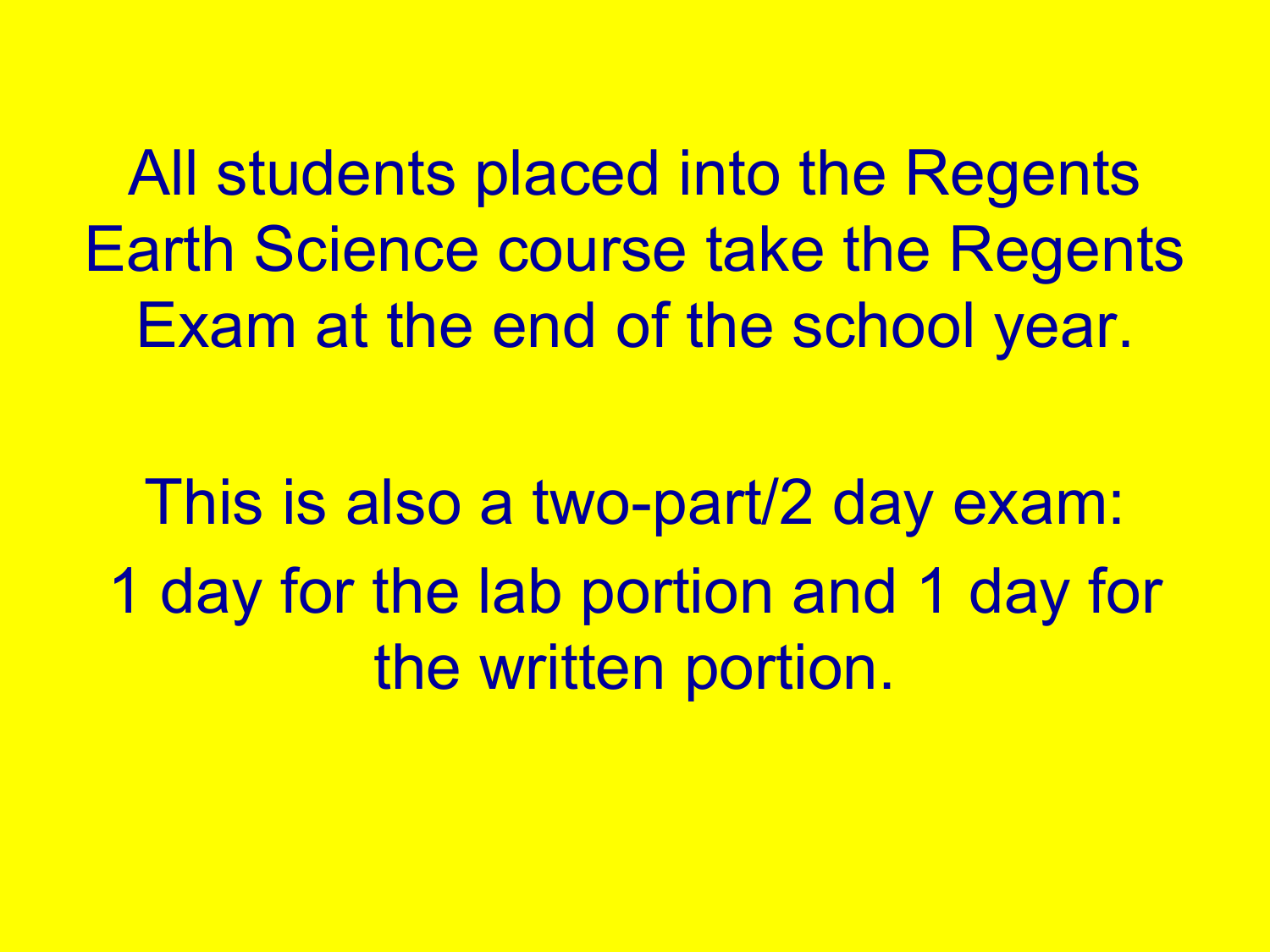All students placed into the Regents Earth Science course take the Regents Exam at the end of the school year.

This is also a two-part/2 day exam:

1 day for the lab portion and 1 day for the written portion.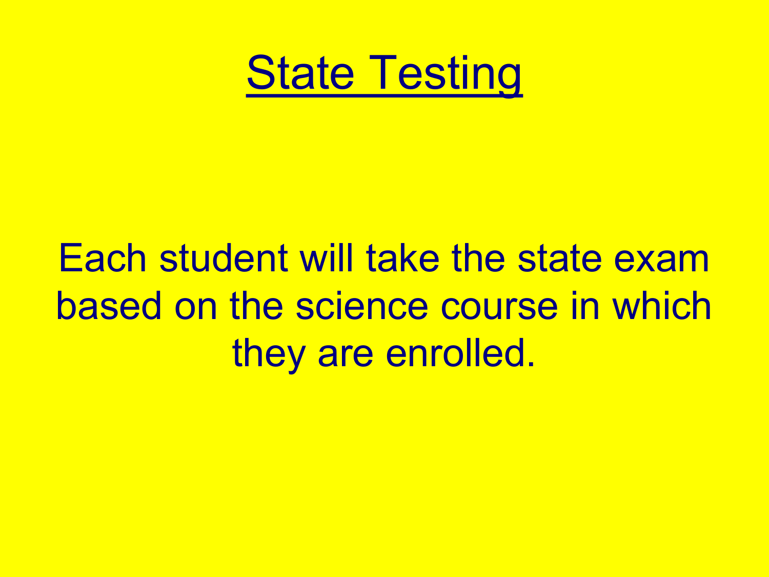# State Testing

Each student will take the state exam based on the science course in which they are enrolled.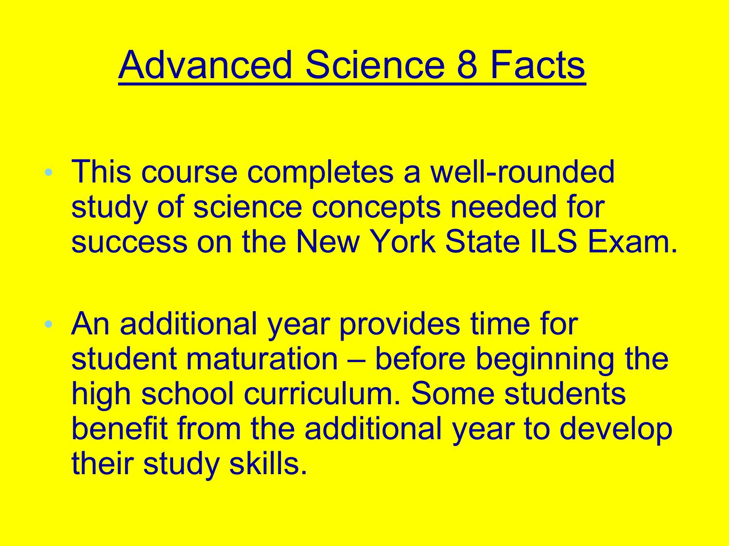# Advanced Science 8 Facts

- This course completes a well-rounded study of science concepts needed for success on the New York State ILS Exam.

- An additional year provides time for student maturation – before beginning the high school curriculum. Some students benefit from the additional year to develop their study skills.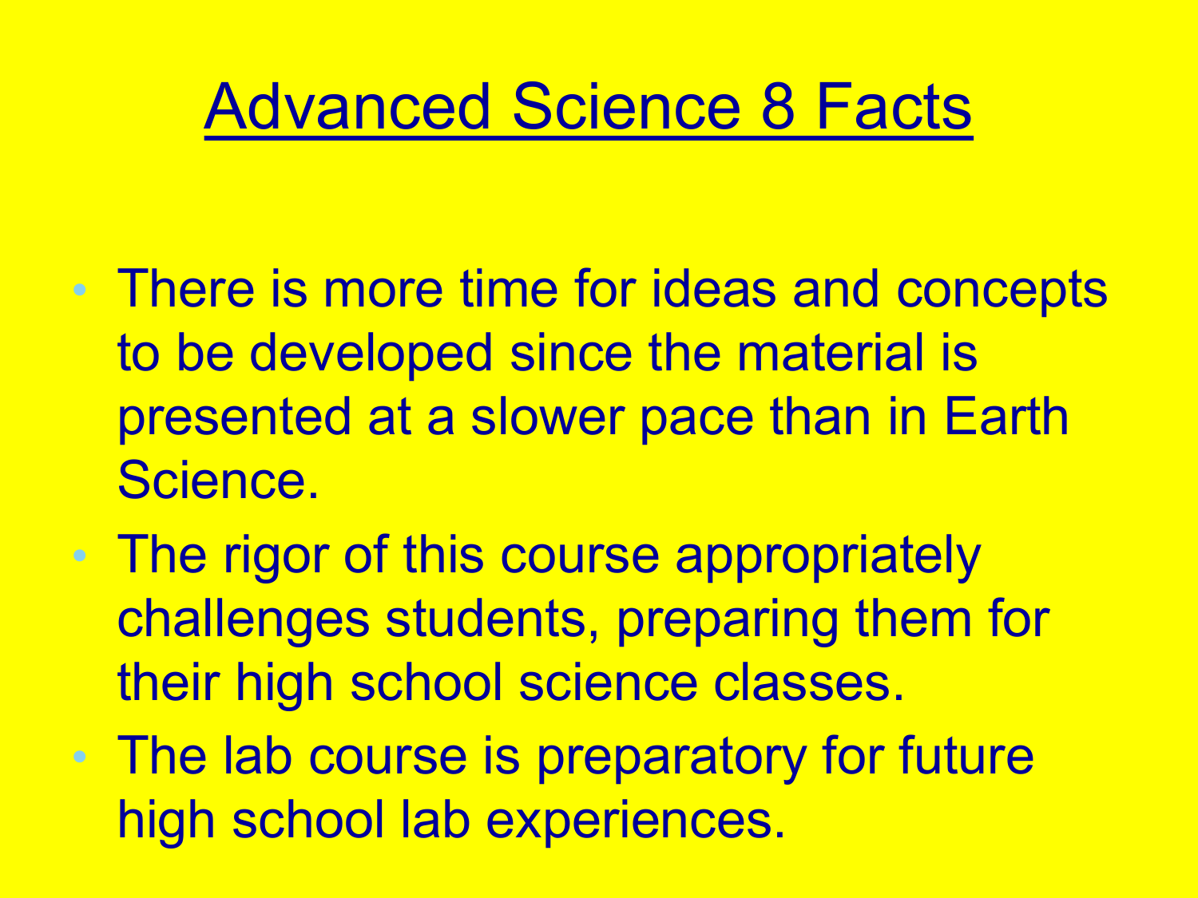# Advanced Science 8 Facts

- There is more time for ideas and concepts to be developed since the material is presented at a slower pace than in Earth Science.
- The rigor of this course appropriately challenges students, preparing them for their high school science classes.
- The lab course is preparatory for future high school lab experiences.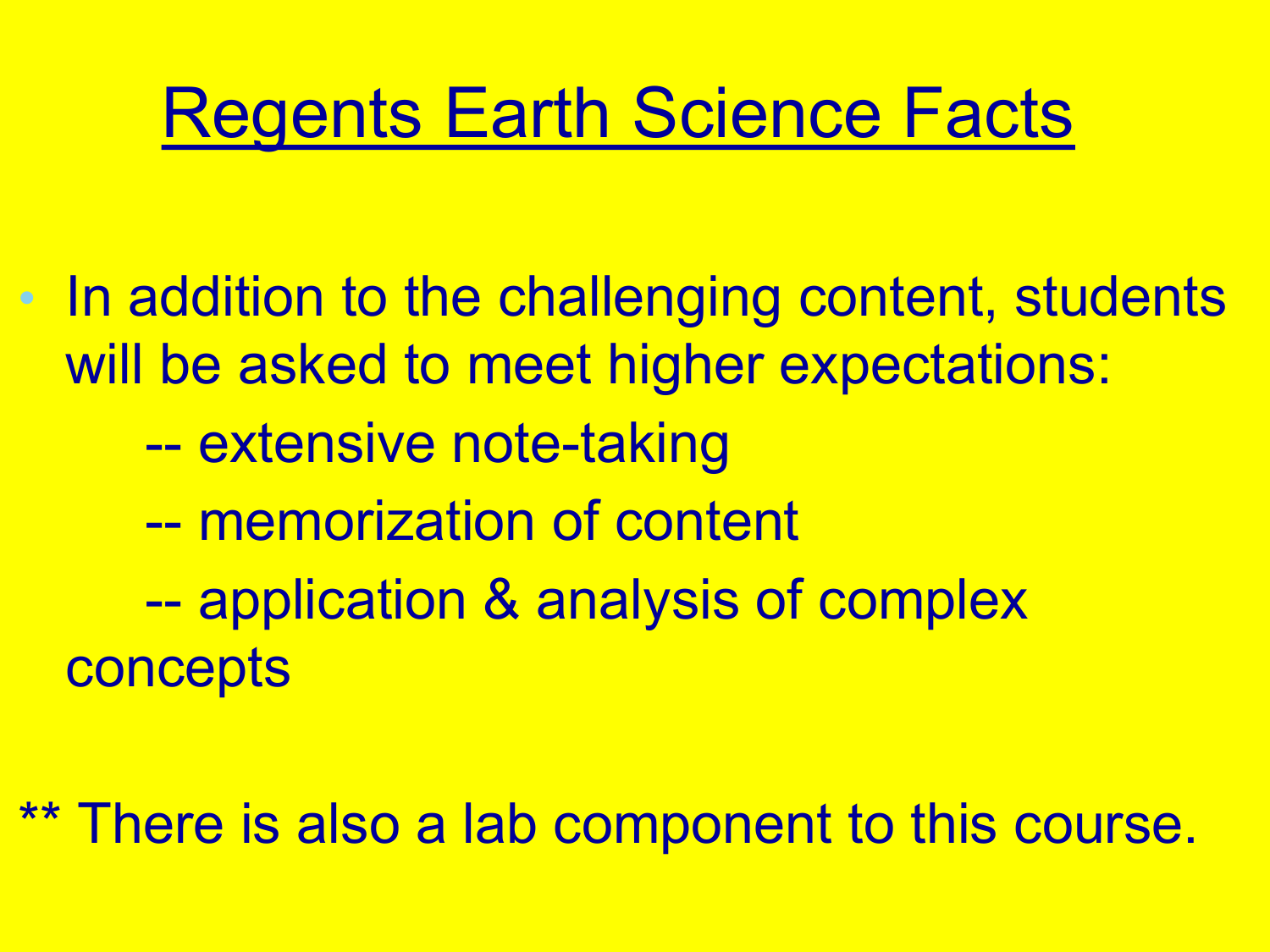# Regents Earth Science Facts

- In addition to the challenging content, students will be asked to meet higher expectations:
  - -- extensive note-taking
  - -- memorization of content
  - -- application & analysis of complex concepts

** There is also a lab component to this course.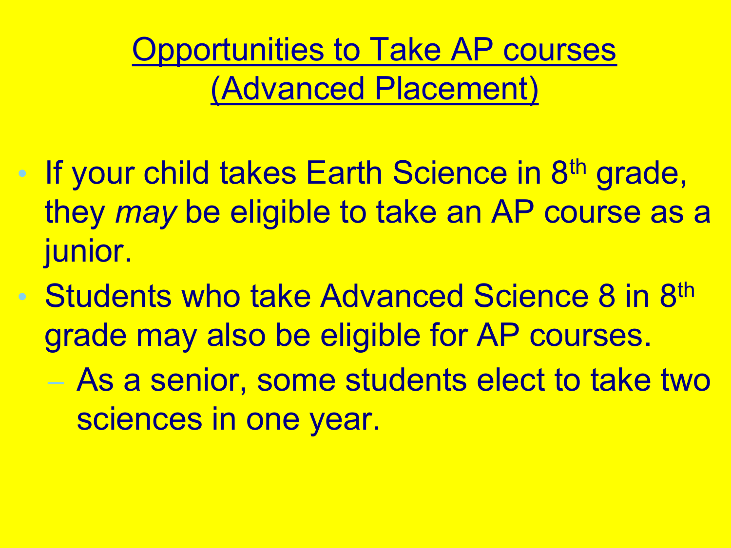# Opportunities to Take AP courses (Advanced Placement)

- If your child takes Earth Science in 8th grade, they *may* be eligible to take an AP course as a junior.
- Students who take Advanced Science 8 in 8th grade may also be eligible for AP courses.
  - As a senior, some students elect to take two sciences in one year.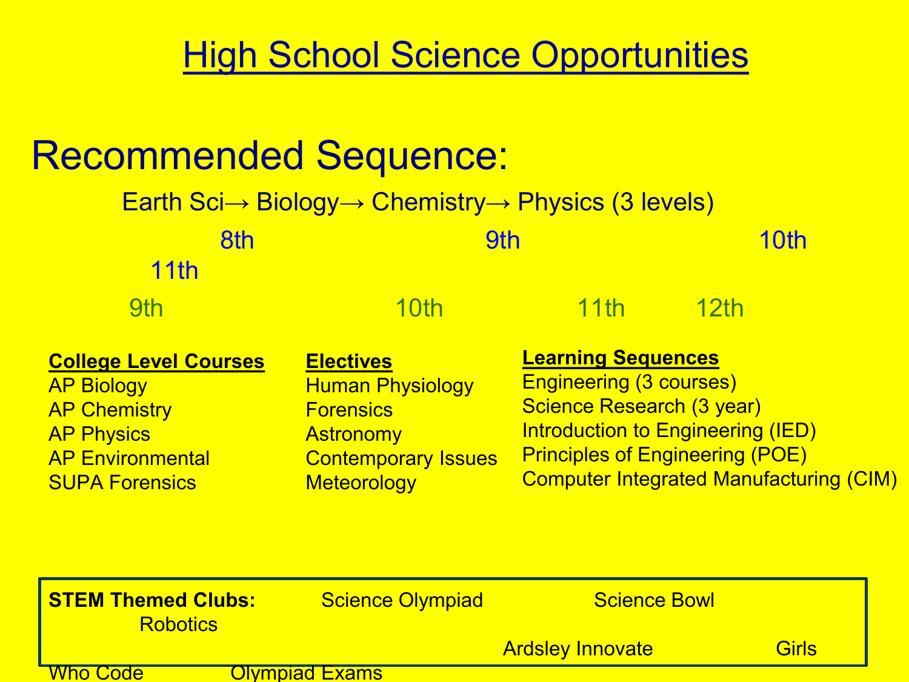# High School Science Opportunities

## Recommended Sequence:

Earth Sci→ Biology→ Chemistry→ Physics (3 levels)

8th 9th 10th 11th

9th 10th 11th 12th

**College Level Courses**

- AP Biology
- AP Chemistry
- AP Physics
- AP Environmental
- SUPA Forensics

**Electives**

- Human Physiology
- Forensics
- Astronomy
- Contemporary Issues
- Meteorology

**Learning Sequences**

- Engineering (3 courses)
- Science Research (3 year)
- Introduction to Engineering (IED)
- Principles of Engineering (POE)
- Computer Integrated Manufacturing (CIM)

**STEM Themed Clubs:** Science Olympiad Science Bowl Robotics Ardsley Innovate Girls Who Code Olympiad Exams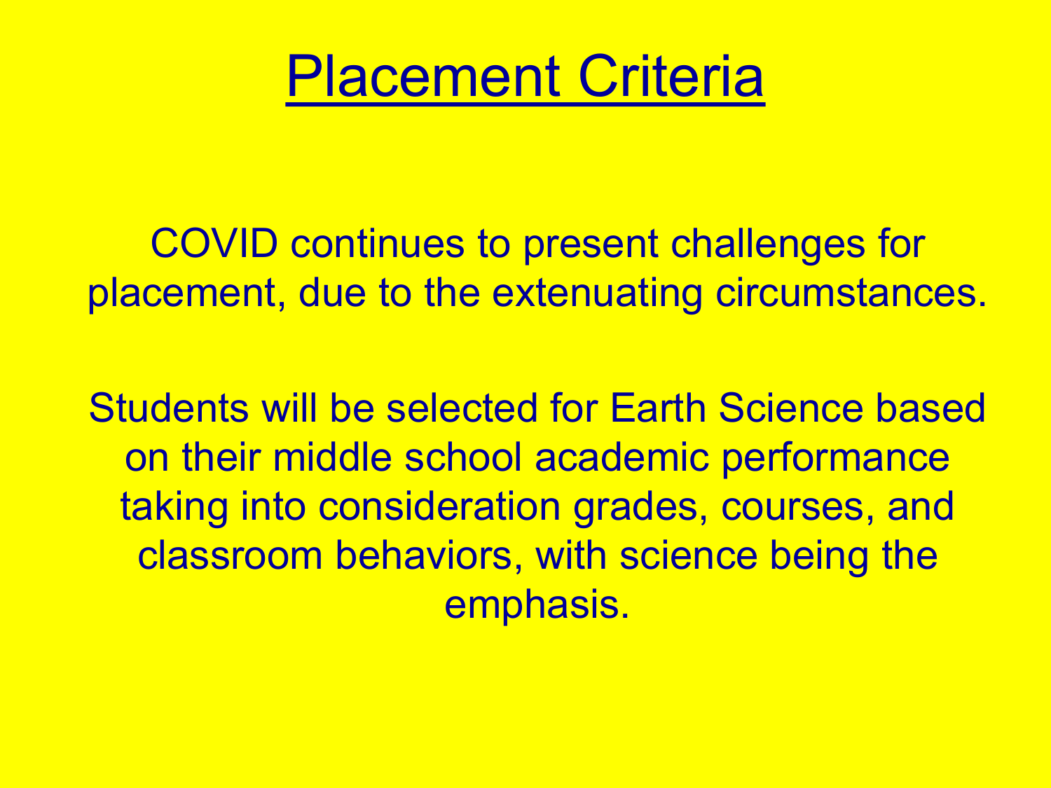# Placement Criteria

COVID continues to present challenges for placement, due to the extenuating circumstances.

Students will be selected for Earth Science based on their middle school academic performance taking into consideration grades, courses, and classroom behaviors, with science being the emphasis.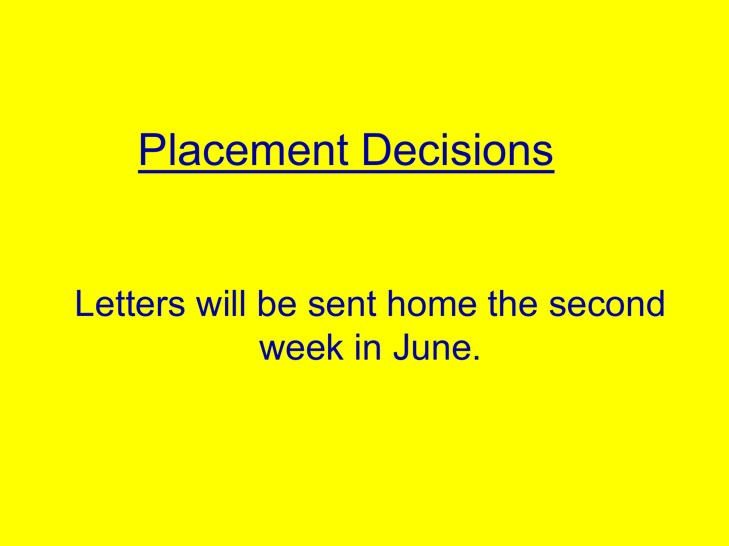# Placement Decisions

Letters will be sent home the second week in June.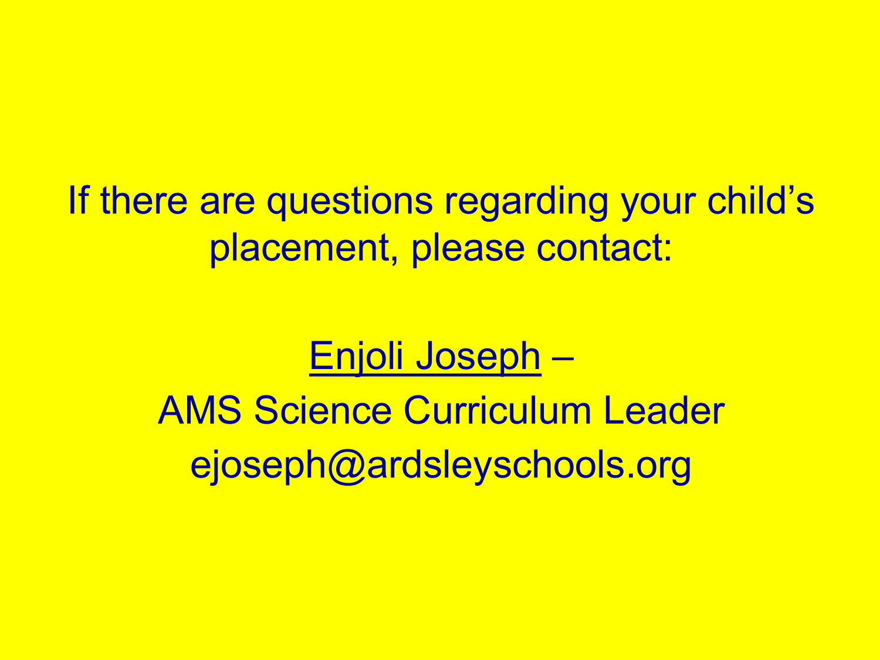If there are questions regarding your child's placement, please contact:

Enjoli Joseph –

AMS Science Curriculum Leader

ejoseph@ardsleyschools.org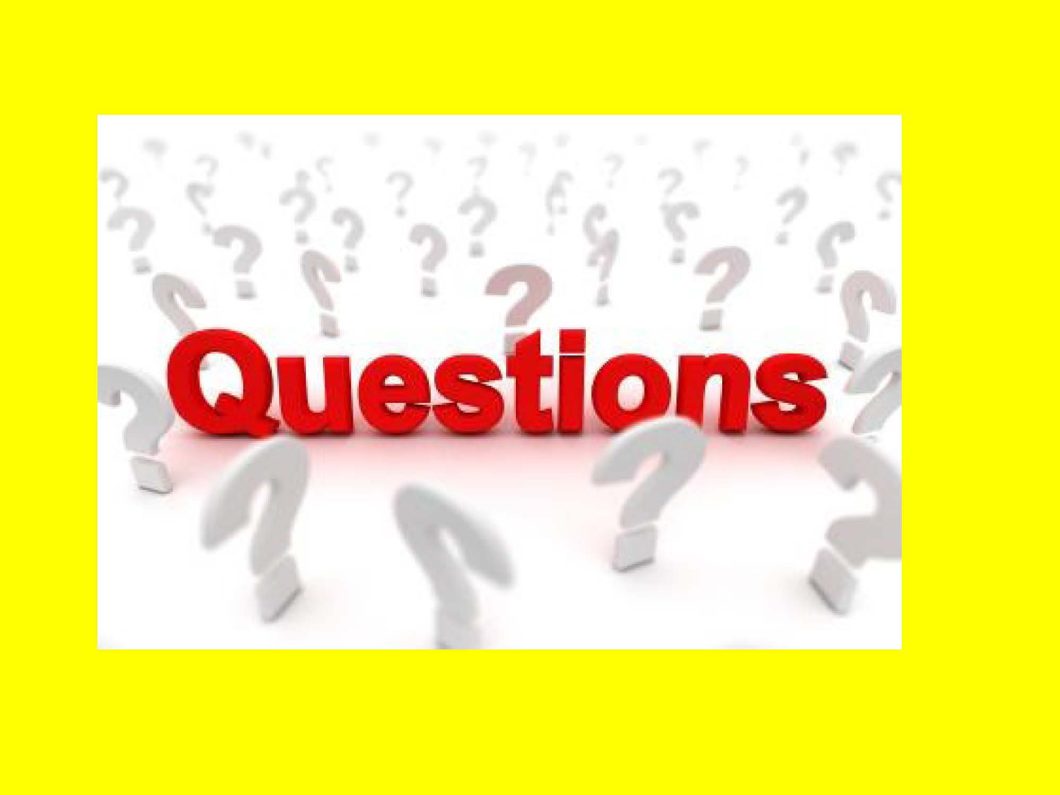Questions